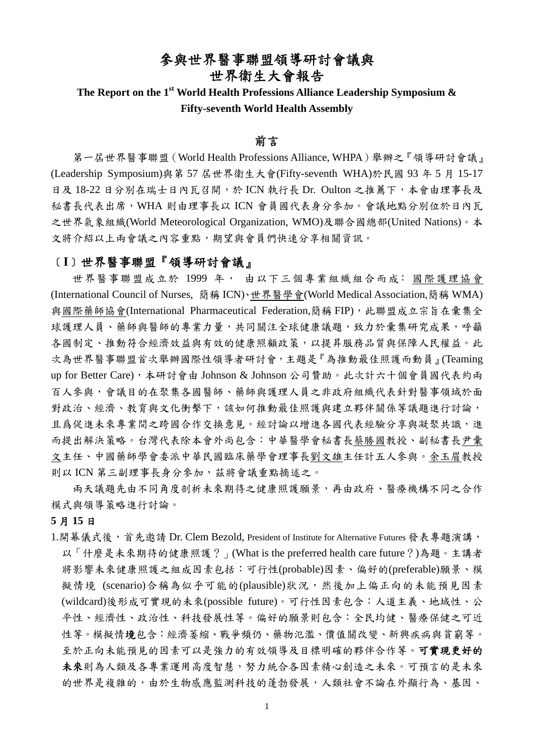# 參與世界醫事聯盟領導研討會議與世界衛生大會報告

**The Report on the 1st World Health Professions Alliance Leadership Symposium & Fifty-seventh World Health Assembly**

## 前言

第一屆世界醫事聯盟（World Health Professions Alliance, WHPA）舉辦之『領導研討會議』(Leadership Symposium)與第 57 屆世界衛生大會(Fifty-seventh WHA)於民國 93 年 5 月 15-17 日及 18-22 日分別在瑞士日內瓦召開，於 ICN 執行長 Dr. Oulton 之推薦下，本會由理事長及秘書長代表出席，WHA 則由理事長以 ICN 會員國代表身分參加。會議地點分別位於日內瓦之世界氣象組織(World Meteorological Organization, WMO)及聯合國總部(United Nations)。本文將介紹以上兩會議之內容重點，期望與會員們快速分享相關資訊。

## 〔I〕世界醫事聯盟『領導研討會議』

世界醫事聯盟成立於 1999 年， 由以下三個專業組織組合而成： 國際護理協會(International Council of Nurses, 簡稱 ICN)、世界醫學會(World Medical Association,簡稱 WMA)與國際藥師協會(International Pharmaceutical Federation,簡稱 FIP)，此聯盟成立宗旨在彙集全球護理人員、藥師與醫師的專業力量，共同關注全球健康議題，致力於彙集研究成果，呼籲各國制定、推動符合經濟效益與有效的健康照顧政策，以提昇服務品質與保障人民權益。此次為世界醫事聯盟首次舉辦國際性領導者研討會，主題是『為推動最佳照護而動員』(Teaming up for Better Care)，本研討會由 Johnson & Johnson 公司贊助。此次計六十個會員國代表約兩百人參與，會議目的在聚集各國醫師、藥師與護理人員之非政府組織代表針對醫事領域於面對政治、經濟、教育與文化衝擊下，該如何推動最佳照護與建立夥伴關係等議題進行討論，且爲促進未來專業間之跨國合作交換意見。經討論以增進各國代表經驗分享與凝聚共識，進而提出解決策略。台灣代表除本會外尚包含：中華醫學會秘書長蔡勝國教授、副秘書長尹彙文主任、中國藥師學會委派中華民國臨床藥學會理事長劉文雄主任計五人參與。余玉眉教授則以 ICN 第三副理事長身分參加，茲將會議重點摘述之。

兩天議題先由不同角度剖析未來期待之健康照護願景，再由政府、醫療機構不同之合作模式與領導策略進行討論。

**5 月 15 日**

1. 開幕儀式後，首先邀請 Dr. Clem Bezold, President of Institute for Alternative Futures 發表專題演講，以「什麼是未來期待的健康照護？」(What is the preferred health care future？)為題。主講者將影響未來健康照護之組成因素包括：可行性(probable)因素、偏好的(preferable)願景、模擬情境 (scenario)合稱為似乎可能的(plausible)狀況，然後加上偏正向的未能預見因素(wildcard)後形成可實現的未來(possible future)。可行性因素包含：人道主義、地域性、公平性、經濟性、政治性、科技發展性等。偏好的願景則包含：全民均健、醫療保健之可近性等。模擬情境包含：經濟萎縮、戰爭頻仍、藥物氾濫、價值關改變、新興疾病與貧窮等。至於正向未能預見的因素可以是強力的有效領導及目標明確的夥伴合作等。**可實現更好的未來**則為人類及各專業運用高度智慧，努力統合各因素精心創造之未來。可預言的是未來的世界是複雜的，由於生物感應監測科技的蓬勃發展，人類社會不論在外顯行為、基因、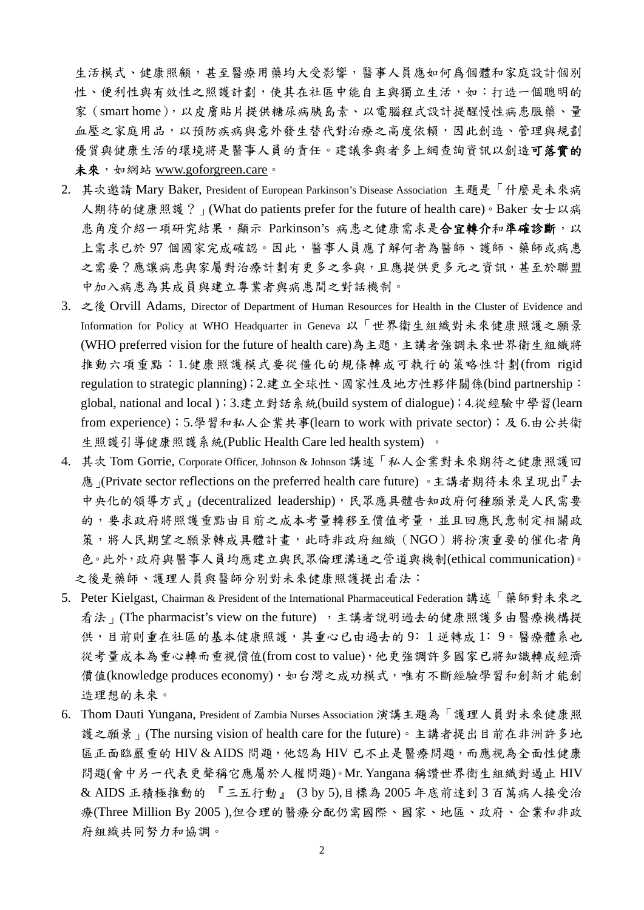生活模式、健康照顧，甚至醫療用藥均大受影響，醫事人員應如何爲個體和家庭設計個別性、便利性與有效性之照護計劃，使其在社區中能自主與獨立生活，如：打造一個聰明的家（smart home），以皮膚貼片提供糖尿病胰島素、以電腦程式設計提醒慢性病患服藥、量血壓之家庭用品，以預防疾病與意外發生替代對治療之高度依賴，因此創造、管理與規劃優質與健康生活的環境將是醫事人員的責任。建議參與者多上網查詢資訊以創造**可落實的未來**，如網站 www.goforgreen.care。

2. 其次邀請 Mary Baker, President of European Parkinson's Disease Association 主題是「什麼是未來病人期待的健康照護？」(What do patients prefer for the future of health care)。Baker 女士以病患角度介紹一項研究結果，顯示 Parkinson's 病患之健康需求是**合宜轉介**和**準確診斷**，以上需求已於 97 個國家完成確認。因此，醫事人員應了解何者為醫師、護師、藥師或病患之需要？應讓病患與家屬對治療計劃有更多之參與，且應提供更多元之資訊，甚至於聯盟中加入病患為其成員與建立專業者與病患間之對話機制。

3. 之後 Orvill Adams, Director of Department of Human Resources for Health in the Cluster of Evidence and Information for Policy at WHO Headquarter in Geneva 以「世界衛生組織對未來健康照護之願景 (WHO preferred vision for the future of health care)為主題，主講者強調未來世界衛生組織將推動六項重點：1.健康照護模式要從僵化的規條轉成可執行的策略性計劃(from rigid regulation to strategic planning)；2.建立全球性、國家性及地方性夥伴關係(bind partnership：global, national and local )；3.建立對話系統(build system of dialogue)；4.從經驗中學習(learn from experience)；5.學習和私人企業共事(learn to work with private sector)；及 6.由公共衛生照護引導健康照護系統(Public Health Care led health system) 。

4. 其次 Tom Gorrie, Corporate Officer, Johnson & Johnson 講述「私人企業對未來期待之健康照護回應」(Private sector reflections on the preferred health care future) 。主講者期待未來呈現出『去中央化的領導方式』(decentralized leadership)，民眾應具體告知政府何種願景是人民需要的，要求政府將照護重點由目前之成本考量轉移至價值考量，並且回應民意制定相關政策，將人民期望之願景轉成具體計畫，此時非政府組織（NGO）將扮演重要的催化者角色。此外，政府與醫事人員均應建立與民眾倫理溝通之管道與機制(ethical communication)。

之後是藥師、護理人員與醫師分別對未來健康照護提出看法：

5. Peter Kielgast, Chairman & President of the International Pharmaceutical Federation 講述「藥師對未來之看法」(The pharmacist's view on the future) ，主講者說明過去的健康照護多由醫療機構提供，目前則重在社區的基本健康照護，其重心已由過去的 9：1 逆轉成 1：9。醫療體系也從考量成本為重心轉而重視價值(from cost to value)，他更強調許多國家已將知識轉成經濟價值(knowledge produces economy)，如台灣之成功模式，唯有不斷經驗學習和創新才能創造理想的未來。

6. Thom Dauti Yungana, President of Zambia Nurses Association 演講主題為「護理人員對未來健康照護之願景」(The nursing vision of health care for the future)。主講者提出目前在非洲許多地區正面臨嚴重的 HIV & AIDS 問題，他認為 HIV 已不止是醫療問題，而應視為全面性健康問題(會中另一代表更聲稱它應屬於人權問題)。Mr. Yangana 稱讚世界衛生組織對遏止 HIV & AIDS 正積極推動的 『三五行動』 (3 by 5),目標為 2005 年底前達到 3 百萬病人接受治療(Three Million By 2005 ),但合理的醫療分配仍需國際、國家、地區、政府、企業和非政府組織共同努力和協調。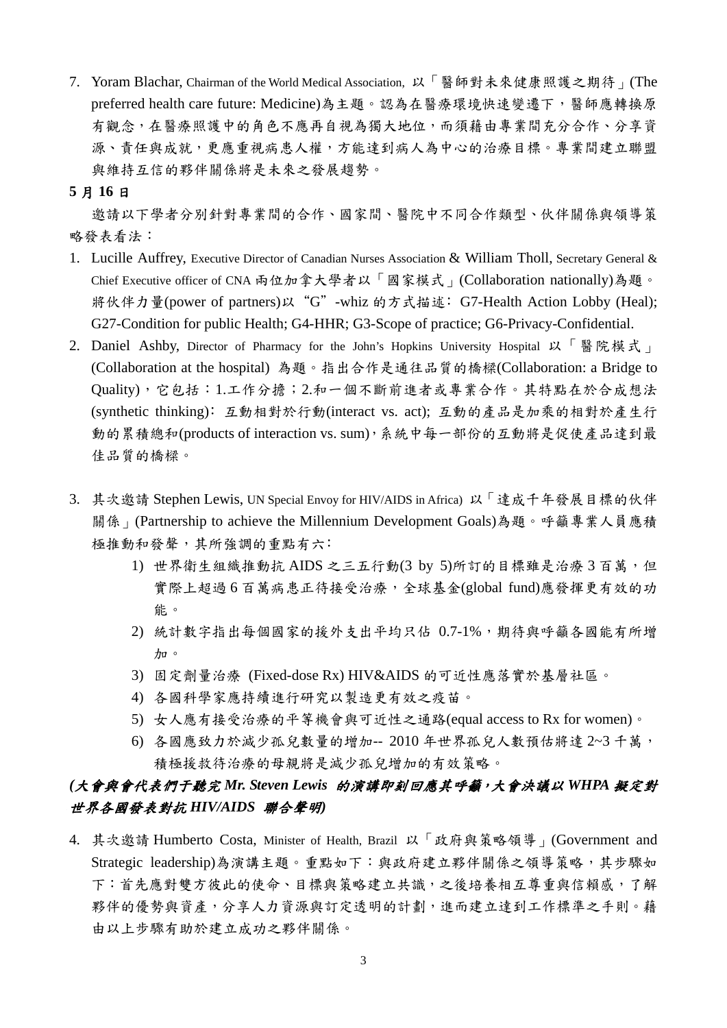7. Yoram Blachar, Chairman of the World Medical Association, 以「醫師對未來健康照護之期待」(The preferred health care future: Medicine)為主題。認為在醫療環境快速變遷下，醫師應轉換原有觀念，在醫療照護中的角色不應再自視為獨大地位，而須藉由專業間充分合作、分享資源、責任與成就，更應重視病患人權，方能達到病人為中心的治療目標。專業間建立聯盟與維持互信的夥伴關係將是未來之發展趨勢。

**5 月 16 日**

邀請以下學者分別針對專業間的合作、國家間、醫院中不同合作類型、伙伴關係與領導策略發表看法：

1. Lucille Auffrey, Executive Director of Canadian Nurses Association & William Tholl, Secretary General & Chief Executive officer of CNA 兩位加拿大學者以「國家模式」(Collaboration nationally)為題。將伙伴力量(power of partners)以"G"-whiz 的方式描述: G7-Health Action Lobby (Heal); G27-Condition for public Health; G4-HHR; G3-Scope of practice; G6-Privacy-Confidential.
2. Daniel Ashby, Director of Pharmacy for the John's Hopkins University Hospital 以「醫院模式」(Collaboration at the hospital) 為題。指出合作是通往品質的橋樑(Collaboration: a Bridge to Quality)，它包括：1.工作分擔；2.和一個不斷前進者或專業合作。其特點在於合成想法(synthetic thinking): 互動相對於行動(interact vs. act); 互動的產品是加乘的相對於產生行動的累積總和(products of interaction vs. sum)，系統中每一部份的互動將是促使產品達到最佳品質的橋樑。
3. 其次邀請 Stephen Lewis, UN Special Envoy for HIV/AIDS in Africa) 以「達成千年發展目標的伙伴關係」(Partnership to achieve the Millennium Development Goals)為題。呼籲專業人員應積極推動和發聲，其所強調的重點有六:
    1) 世界衛生組織推動抗 AIDS 之三五行動(3 by 5)所訂的目標雖是治療 3 百萬，但實際上超過 6 百萬病患正待接受治療，全球基金(global fund)應發揮更有效的功能。
    2) 統計數字指出每個國家的援外支出平均只佔 0.7-1%，期待與呼籲各國能有所增加。
    3) 固定劑量治療 (Fixed-dose Rx) HIV&AIDS 的可近性應落實於基層社區。
    4) 各國科學家應持續進行研究以製造更有效之疫苗。
    5) 女人應有接受治療的平等機會與可近性之通路(equal access to Rx for women)。
    6) 各國應致力於減少孤兒數量的增加-- 2010 年世界孤兒人數預估將達 2~3 千萬，積極援救待治療的母親將是減少孤兒增加的有效策略。

***(大會與會代表們于聽完 Mr. Steven Lewis 的演講即刻回應其呼籲，大會決議以 WHPA 擬定對世界各國發表對抗 HIV/AIDS 聯合聲明)***

4. 其次邀請 Humberto Costa, Minister of Health, Brazil 以「政府與策略領導」(Government and Strategic leadership)為演講主題。重點如下：與政府建立夥伴關係之領導策略，其步驟如下：首先應對雙方彼此的使命、目標與策略建立共識，之後培養相互尊重與信賴感，了解夥伴的優勢與資產，分享人力資源與訂定透明的計劃，進而建立達到工作標準之手則。藉由以上步驟有助於建立成功之夥伴關係。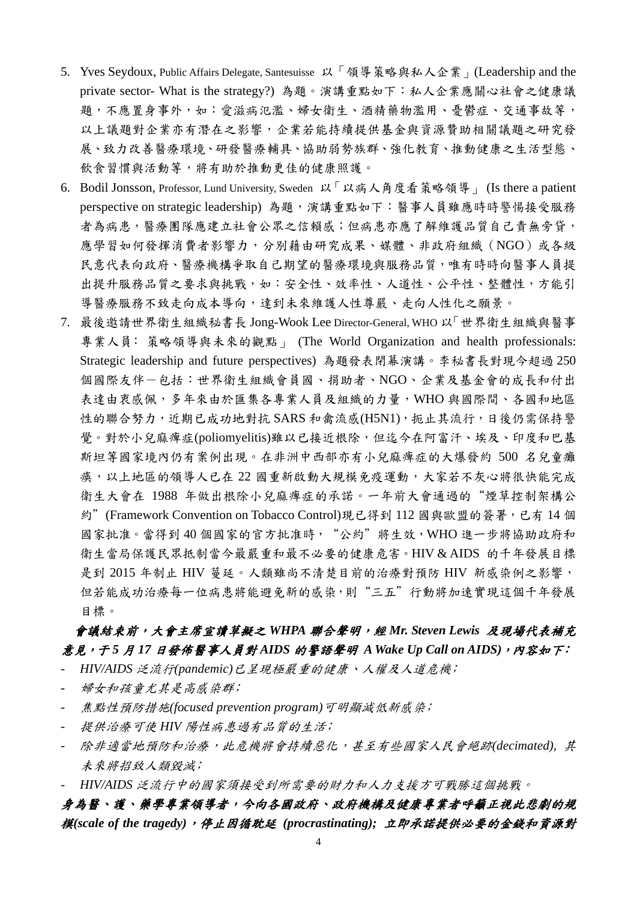5. Yves Seydoux, Public Affairs Delegate, Santesuisse 以「領導策略與私人企業」(Leadership and the private sector- What is the strategy?) 為題。演講重點如下：私人企業應關心社會之健康議題，不應置身事外，如：愛滋病氾濫、婦女衛生、酒精藥物濫用、憂鬱症、交通事故等，以上議題對企業亦有潛在之影響，企業若能持續提供基金與資源贊助相關議題之研究發展、致力改善醫療環境、研發醫療輔具、協助弱勢族群、強化教育、推動健康之生活型態、飲食習慣與活動等，將有助於推動更佳的健康照護。

6. Bodil Jonsson, Professor, Lund University, Sweden 以「以病人角度看策略領導」(Is there a patient perspective on strategic leadership) 為題，演講重點如下：醫事人員雖應時時警惕接受服務者為病患，醫療團隊應建立社會公眾之信賴感；但病患亦應了解維護品質自己責無旁貸，應學習如何發揮消費者影響力，分別藉由研究成果、媒體、非政府組織（NGO）或各級民意代表向政府、醫療機構爭取自己期望的醫療環境與服務品質，唯有時時向醫事人員提出提升服務品質之要求與挑戰，如：安全性、效率性、人道性、公平性、整體性，方能引導醫療服務不致走向成本導向，達到未來維護人性尊嚴、走向人性化之願景。

7. 最後邀請世界衛生組織秘書長 Jong-Wook Lee Director-General, WHO 以「世界衛生組織與醫事專業人員： 策略領導與未來的觀點」 (The World Organization and health professionals: Strategic leadership and future perspectives) 為題發表閉幕演講。李秘書長對現今超過 250 個國際友伴－包括：世界衛生組織會員國、捐助者、NGO、企業及基金會的成長和付出表達由衷感佩，多年來由於匯集各專業人員及組織的力量，WHO 與國際間、各國和地區性的聯合努力，近期已成功地對抗 SARS 和禽流感(H5N1)，扼止其流行，日後仍需保持警覺。對於小兒痲痺症(poliomyelitis)雖以已接近根除，但迄今在阿富汗、埃及、印度和巴基斯坦等國家境內仍有案例出現。在非洲中西部亦有小兒痲痺症的大爆發約 500 名兒童癱瘓，以上地區的領導人已在 22 國重新啟動大規模免疫運動，大家若不灰心將很快能完成衛生大會在 1988 年做出根除小兒痲痺症的承諾。一年前大會通過的“煙草控制架構公約”(Framework Convention on Tobacco Control)現已得到 112 國與歐盟的簽署，已有 14 個國家批准。當得到 40 個國家的官方批准時，“公約”將生效，WHO 進一步將協助政府和衛生當局保護民眾抵制當今最嚴重和最不必要的健康危害。HIV & AIDS 的千年發展目標是到 2015 年制止 HIV 蔓延。人類雖尚不清楚目前的治療對預防 HIV 新感染例之影響，但若能成功治療每一位病患將能避免新的感染，則“三五”行動將加速實現這個千年發展目標。

***會議結束前，大會主席宣讀草擬之 WHPA 聯合聲明，經 Mr. Steven Lewis 及現場代表補充意見，于 5 月 17 日發佈醫事人員對 AIDS 的警語聲明 A Wake Up Call on AIDS)，內容如下：***

- *HIV/AIDS 泛流行(pandemic)已呈現極嚴重的健康、人權及人道危機；*
- *婦女和孩童尤其是高感染群；*
- *焦點性預防措施(focused prevention program)可明顯減低新感染；*
- *提供治療可使 HIV 陽性病患過有品質的生活；*
- *除非適當地預防和治療，此危機將會持續惡化，甚至有些國家人民會絕跡(decimated), 其未來將招致人類毀滅；*
- *HIV/AIDS 泛流行中的國家須接受到所需要的財力和人力支援方可戰勝這個挑戰。*

***身為醫、護、藥學專業領導者，今向各國政府、政府機構及健康專業者呼籲正視此悲劇的規模(scale of the tragedy)，停止因循耽延 (procrastinating); 立即承諾提供必要的金錢和資源對***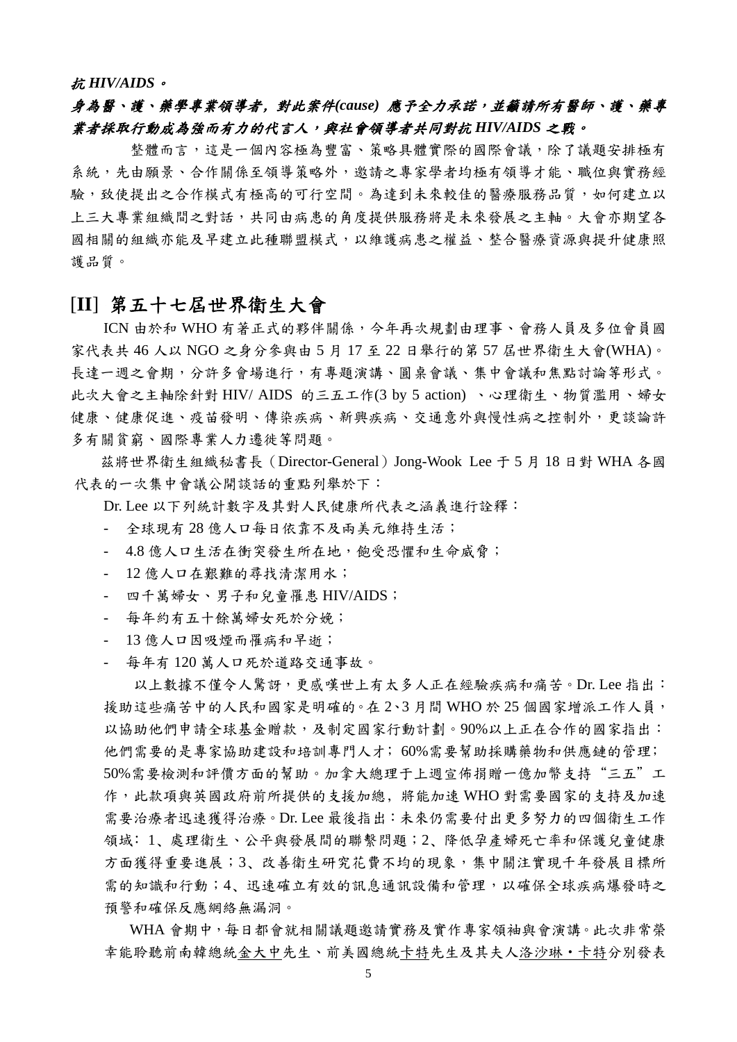***抗 HIV/AIDS。***

***身為醫、護、藥學專業領導者，對此案件(cause) 應予全力承諾，並籲請所有醫師、護、藥專業者採取行動成為強而有力的代言人，與社會領導者共同對抗 HIV/AIDS 之戰。***

整體而言，這是一個內容極為豐富、策略具體實際的國際會議，除了議題安排極有系統，先由願景、合作關係至領導策略外，邀請之專家學者均極有領導才能、職位與實務經驗，致使提出之合作模式有極高的可行空間。為達到未來較佳的醫療服務品質，如何建立以上三大專業組織間之對話，共同由病患的角度提供服務將是未來發展之主軸。大會亦期望各國相關的組織亦能及早建立此種聯盟模式，以維護病患之權益、整合醫療資源與提升健康照護品質。

## [II] 第五十七屆世界衛生大會

ICN 由於和 WHO 有著正式的夥伴關係，今年再次規劃由理事、會務人員及多位會員國家代表共 46 人以 NGO 之身分參與由 5 月 17 至 22 日舉行的第 57 屆世界衛生大會(WHA)。長達一週之會期，分許多會場進行，有專題演講、圓桌會議、集中會議和焦點討論等形式。此次大會之主軸除針對 HIV/ AIDS 的三五工作(3 by 5 action) 、心理衛生、物質濫用、婦女健康、健康促進、疫苗發明、傳染疾病、新興疾病、交通意外與慢性病之控制外，更談論許多有關貧窮、國際專業人力遷徙等問題。

茲將世界衛生組織秘書長（Director-General）Jong-Wook Lee 于 5 月 18 日對 WHA 各國代表的一次集中會議公開談話的重點列舉於下：

Dr. Lee 以下列統計數字及其對人民健康所代表之涵義進行詮釋：

- 全球現有 28 億人口每日依靠不及兩美元維持生活；
- 4.8 億人口生活在衝突發生所在地，飽受恐懼和生命威脅；
- 12 億人口在艱難的尋找清潔用水；
- 四千萬婦女、男子和兒童罹患 HIV/AIDS；
- 每年約有五十餘萬婦女死於分娩；
- 13 億人口因吸煙而罹病和早逝；
- 每年有 120 萬人口死於道路交通事故。

以上數據不僅令人驚訝，更感嘆世上有太多人正在經驗疾病和痛苦。Dr. Lee 指出：援助這些痛苦中的人民和國家是明確的。在 2、3 月間 WHO 於 25 個國家增派工作人員，以協助他們申請全球基金贈款，及制定國家行動計劃。90%以上正在合作的國家指出：他們需要的是專家協助建設和培訓專門人才；60%需要幫助採購藥物和供應鏈的管理；50%需要檢測和評價方面的幫助。加拿大總理于上週宣佈捐贈一億加幣支持“三五”工作，此款項與英國政府前所提供的支援加總，將能加速 WHO 對需要國家的支持及加速需要治療者迅速獲得治療。Dr. Lee 最後指出：未來仍需要付出更多努力的四個衛生工作領域：1、處理衛生、公平與發展間的聯繫問題；2、降低孕產婦死亡率和保護兒童健康方面獲得重要進展；3、改善衛生研究花費不均的現象，集中關注實現千年發展目標所需的知識和行動；4、迅速確立有效的訊息通訊設備和管理，以確保全球疾病爆發時之預警和確保反應網絡無漏洞。

WHA 會期中，每日都會就相關議題邀請實務及實作專家領袖與會演講。此次非常榮幸能聆聽前南韓總統金大中先生、前美國總統卡特先生及其夫人洛沙琳・卡特分別發表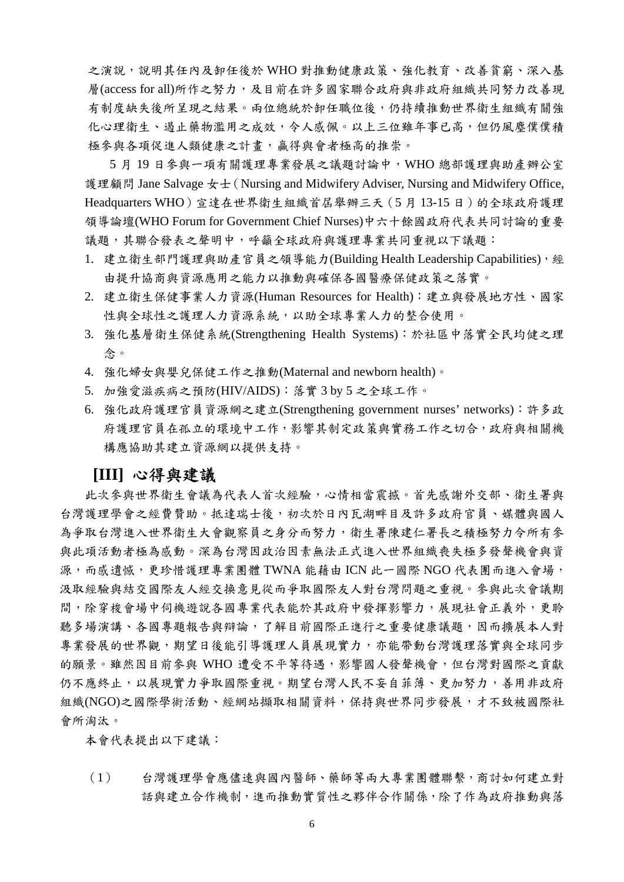之演說，說明其任內及卸任後於 WHO 對推動健康政策、強化教育、改善貧窮、深入基層(access for all)所作之努力，及目前在許多國家聯合政府與非政府組織共同努力改善現有制度缺失後所呈現之結果。兩位總統於卸任職位後，仍持續推動世界衛生組織有關強化心理衛生、遏止藥物濫用之成效，令人感佩。以上三位雖年事已高，但仍風塵僕僕積極參與各項促進人類健康之計畫，贏得與會者極高的推崇。

5 月 19 日參與一項有關護理專業發展之議題討論中，WHO 總部護理與助產辦公室護理顧問 Jane Salvage 女士（Nursing and Midwifery Adviser, Nursing and Midwifery Office, Headquarters WHO）宣達在世界衛生組織首屆舉辦三天（5 月 13-15 日）的全球政府護理領導論壇(WHO Forum for Government Chief Nurses)中六十餘國政府代表共同討論的重要議題，其聯合發表之聲明中，呼籲全球政府與護理專業共同重視以下議題：

1. 建立衛生部門護理與助產官員之領導能力(Building Health Leadership Capabilities)，經由提升協商與資源應用之能力以推動與確保各國醫療保健政策之落實。
2. 建立衛生保健事業人力資源(Human Resources for Health)：建立與發展地方性、國家性與全球性之護理人力資源系統，以助全球專業人力的整合使用。
3. 強化基層衛生保健系統(Strengthening Health Systems)：於社區中落實全民均健之理念。
4. 強化婦女與嬰兒保健工作之推動(Maternal and newborn health)。
5. 加強愛滋疾病之預防(HIV/AIDS)：落實 3 by 5 之全球工作。
6. 強化政府護理官員資源網之建立(Strengthening government nurses' networks)：許多政府護理官員在孤立的環境中工作，影響其制定政策與實務工作之切合，政府與相關機構應協助其建立資源網以提供支持。

## [III] 心得與建議

此次參與世界衛生會議為代表人首次經驗，心情相當震撼。首先感謝外交部、衛生署與台灣護理學會之經費贊助。抵達瑞士後，初次於日內瓦湖畔目及許多政府官員、媒體與國人為爭取台灣進入世界衛生大會觀察員之身分而努力，衛生署陳建仁署長之積極努力令所有參與此項活動者極為感動。深為台灣因政治因素無法正式進入世界組織喪失極多發聲機會與資源，而感遺憾，更珍惜護理專業團體 TWNA 能藉由 ICN 此一國際 NGO 代表團而進入會場，汲取經驗與結交國際友人經交換意見從而爭取國際友人對台灣問題之重視。參與此次會議期間，除穿梭會場中伺機遊說各國專業代表能於其政府中發揮影響力，展現社會正義外，更聆聽多場演講、各國專題報告與辯論，了解目前國際正進行之重要健康議題，因而擴展本人對專業發展的世界觀，期望日後能引導護理人員展現實力，亦能帶動台灣護理落實與全球同步的願景。雖然因目前參與 WHO 遭受不平等待遇，影響國人發聲機會，但台灣對國際之貢獻仍不應終止，以展現實力爭取國際重視。期望台灣人民不妄自菲薄、更加努力，善用非政府組織(NGO)之國際學術活動、經網站擷取相關資料，保持與世界同步發展，才不致被國際社會所淘汰。

本會代表提出以下建議：

（1） 台灣護理學會應儘速與國內醫師、藥師等兩大專業團體聯繫，商討如何建立對話與建立合作機制，進而推動實質性之夥伴合作關係，除了作為政府推動與落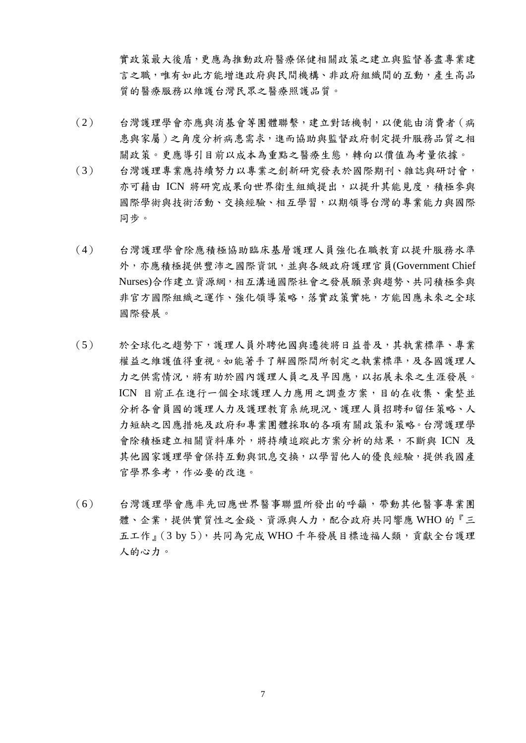實政策最大後盾，更應為推動政府醫療保健相關政策之建立與監督善盡專業建言之職，唯有如此方能增進政府與民間機構、非政府組織間的互動，產生高品質的醫療服務以維護台灣民眾之醫療照護品質。

（2） 台灣護理學會亦應與消基會等團體聯繫，建立對話機制，以便能由消費者（病患與家屬）之角度分析病患需求，進而協助與監督政府制定提升服務品質之相關政策。更應導引目前以成本為重點之醫療生態，轉向以價值為考量依據。

（3） 台灣護理專業應持續努力以專業之創新研究發表於國際期刊、雜誌與研討會，亦可藉由 ICN 將研究成果向世界衛生組織提出，以提升其能見度，積極參與國際學術與技術活動、交換經驗、相互學習，以期領導台灣的專業能力與國際同步。

（4） 台灣護理學會除應積極協助臨床基層護理人員強化在職教育以提升服務水準外，亦應積極提供豐沛之國際資訊，並與各級政府護理官員(Government Chief Nurses)合作建立資源網，相互溝通國際社會之發展願景與趨勢、共同積極參與非官方國際組織之運作、強化領導策略，落實政策實施，方能因應未來之全球國際發展。

（5） 於全球化之趨勢下，護理人員外聘他國與遷徙將日益普及，其執業標準、專業權益之維護值得重視。如能著手了解國際間所制定之執業標準，及各國護理人力之供需情況，將有助於國內護理人員之及早因應，以拓展未來之生涯發展。ICN 目前正在進行一個全球護理人力應用之調查方案，目的在收集、彙整並分析各會員國的護理人力及護理教育系統現況、護理人員招聘和留任策略、人力短缺之因應措施及政府和專業團體採取的各項有關政策和策略。台灣護理學會除積極建立相關資料庫外，將持續追蹤此方案分析的結果，不斷與 ICN 及其他國家護理學會保持互動與訊息交換，以學習他人的優良經驗，提供我國產官學界參考，作必要的改進。

（6） 台灣護理學會應率先回應世界醫事聯盟所發出的呼籲，帶動其他醫事專業團體、企業，提供實質性之金錢、資源與人力，配合政府共同響應 WHO 的『三五工作』（3 by 5），共同為完成 WHO 千年發展目標造福人類，貢獻全台護理人的心力。